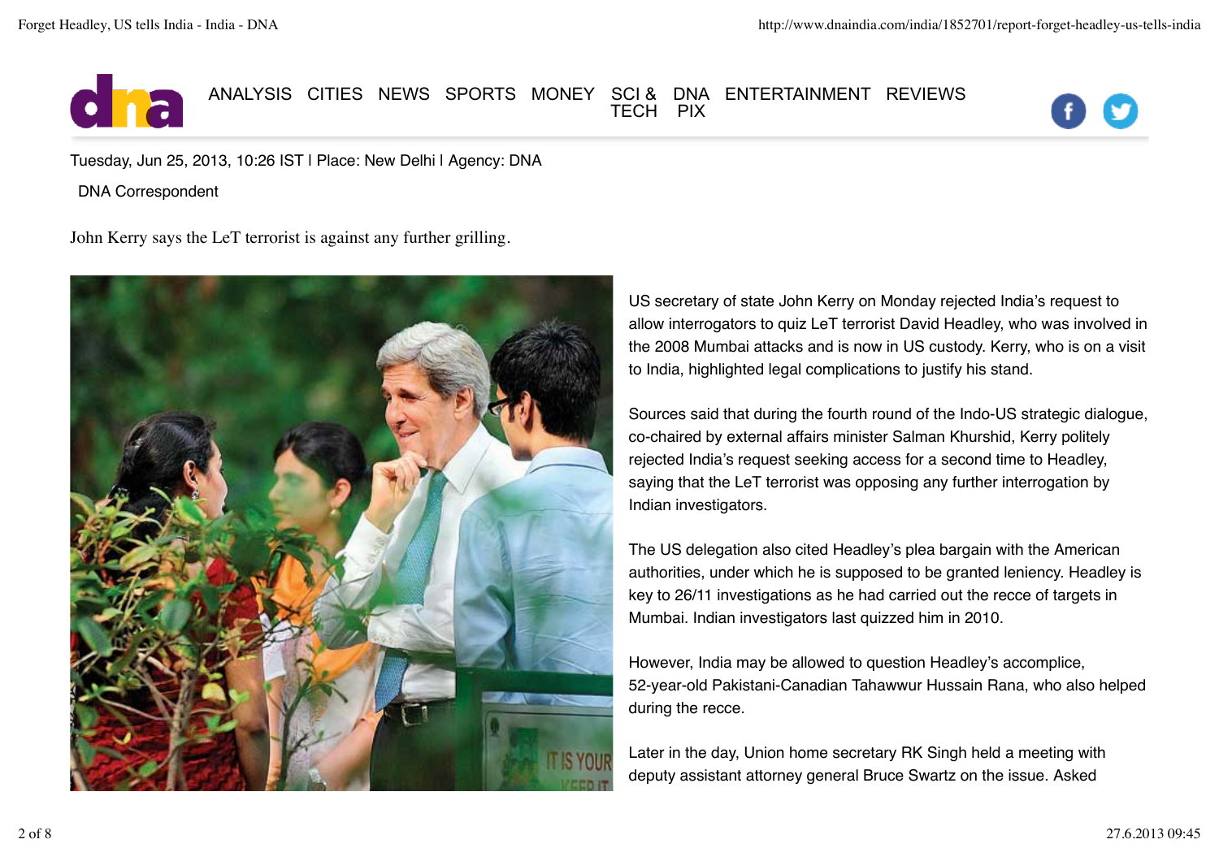ANALYSIS CITIES NEWS SPORTS MONEY SCI & TECH DNA PIX ENTERTAINMENT REVIEWS

Tuesday, Jun 25, 2013, 10:26 IST | Place: New Delhi | Agency: DNA

DNA Correspondent

John Kerry says the LeT terrorist is against any further grilling.

US secretary of state John Kerry on Monday rejected India's request to allow interrogators to quiz LeT terrorist David Headley, who was involved in the 2008 Mumbai attacks and is now in US custody. Kerry, who is on a visit to India, highlighted legal complications to justify his stand.

Sources said that during the fourth round of the Indo-US strategic dialogue, co-chaired by external affairs minister Salman Khurshid, Kerry politely rejected India's request seeking access for a second time to Headley, saying that the LeT terrorist was opposing any further interrogation by Indian investigators.

The US delegation also cited Headley's plea bargain with the American authorities, under which he is supposed to be granted leniency. Headley is key to 26/11 investigations as he had carried out the recce of targets in Mumbai. Indian investigators last quizzed him in 2010.

However, India may be allowed to question Headley's accomplice, 52-year-old Pakistani-Canadian Tahawwur Hussain Rana, who also helped during the recce.

Later in the day, Union home secretary RK Singh held a meeting with deputy assistant attorney general Bruce Swartz on the issue. Asked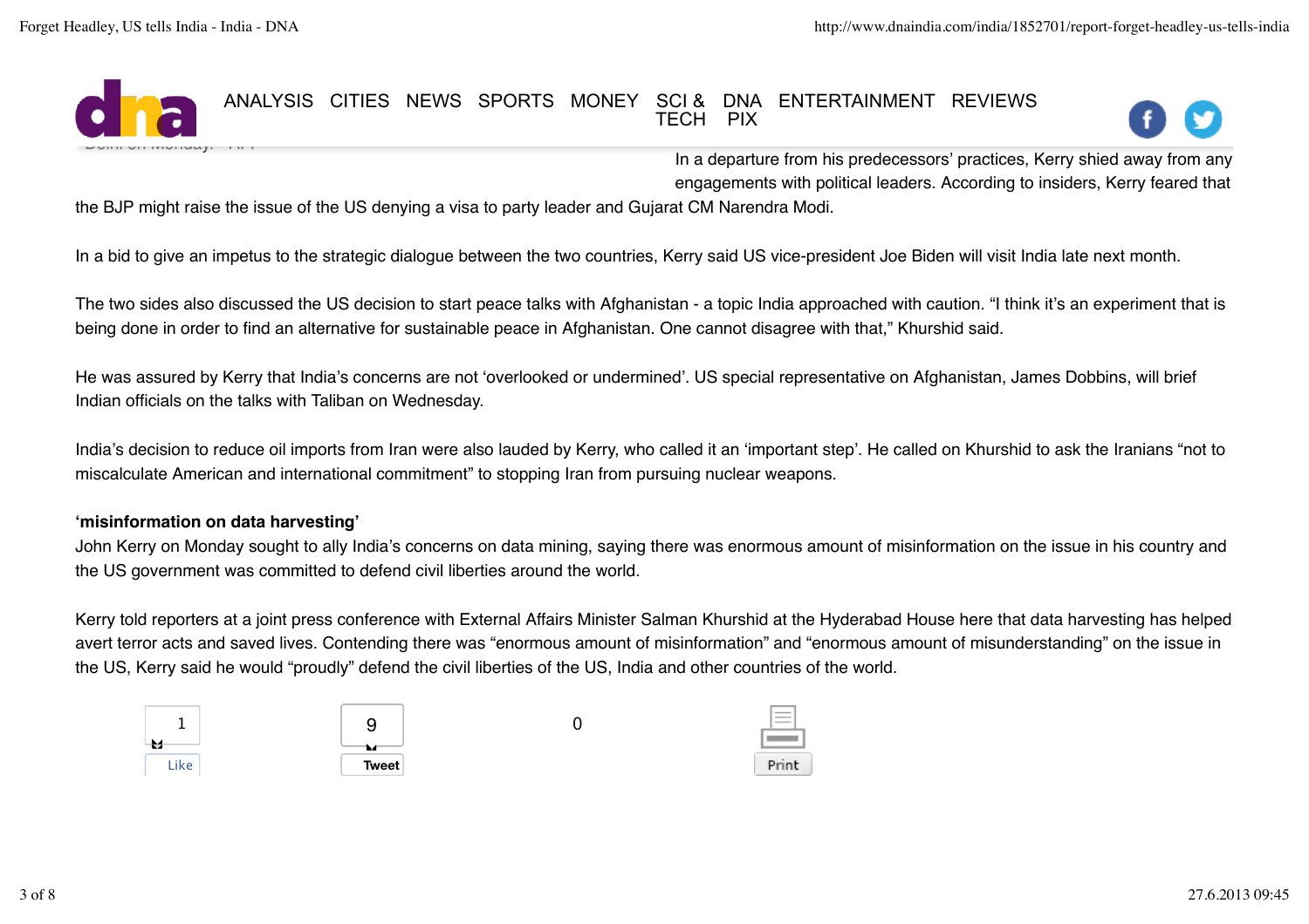In a departure from his predecessors' practices, Kerry shied away from any engagements with political leaders. According to insiders, Kerry feared that the BJP might raise the issue of the US denying a visa to party leader and Gujarat CM Narendra Modi.

In a bid to give an impetus to the strategic dialogue between the two countries, Kerry said US vice-president Joe Biden will visit India late next month.

The two sides also discussed the US decision to start peace talks with Afghanistan - a topic India approached with caution. "I think it's an experiment that is being done in order to find an alternative for sustainable peace in Afghanistan. One cannot disagree with that," Khurshid said.

He was assured by Kerry that India's concerns are not 'overlooked or undermined'. US special representative on Afghanistan, James Dobbins, will brief Indian officials on the talks with Taliban on Wednesday.

India's decision to reduce oil imports from Iran were also lauded by Kerry, who called it an 'important step'. He called on Khurshid to ask the Iranians "not to miscalculate American and international commitment" to stopping Iran from pursuing nuclear weapons.

**'misinformation on data harvesting'**

John Kerry on Monday sought to ally India's concerns on data mining, saying there was enormous amount of misinformation on the issue in his country and the US government was committed to defend civil liberties around the world.

Kerry told reporters at a joint press conference with External Affairs Minister Salman Khurshid at the Hyderabad House here that data harvesting has helped avert terror acts and saved lives. Contending there was "enormous amount of misinformation" and "enormous amount of misunderstanding" on the issue in the US, Kerry said he would "proudly" defend the civil liberties of the US, India and other countries of the world.